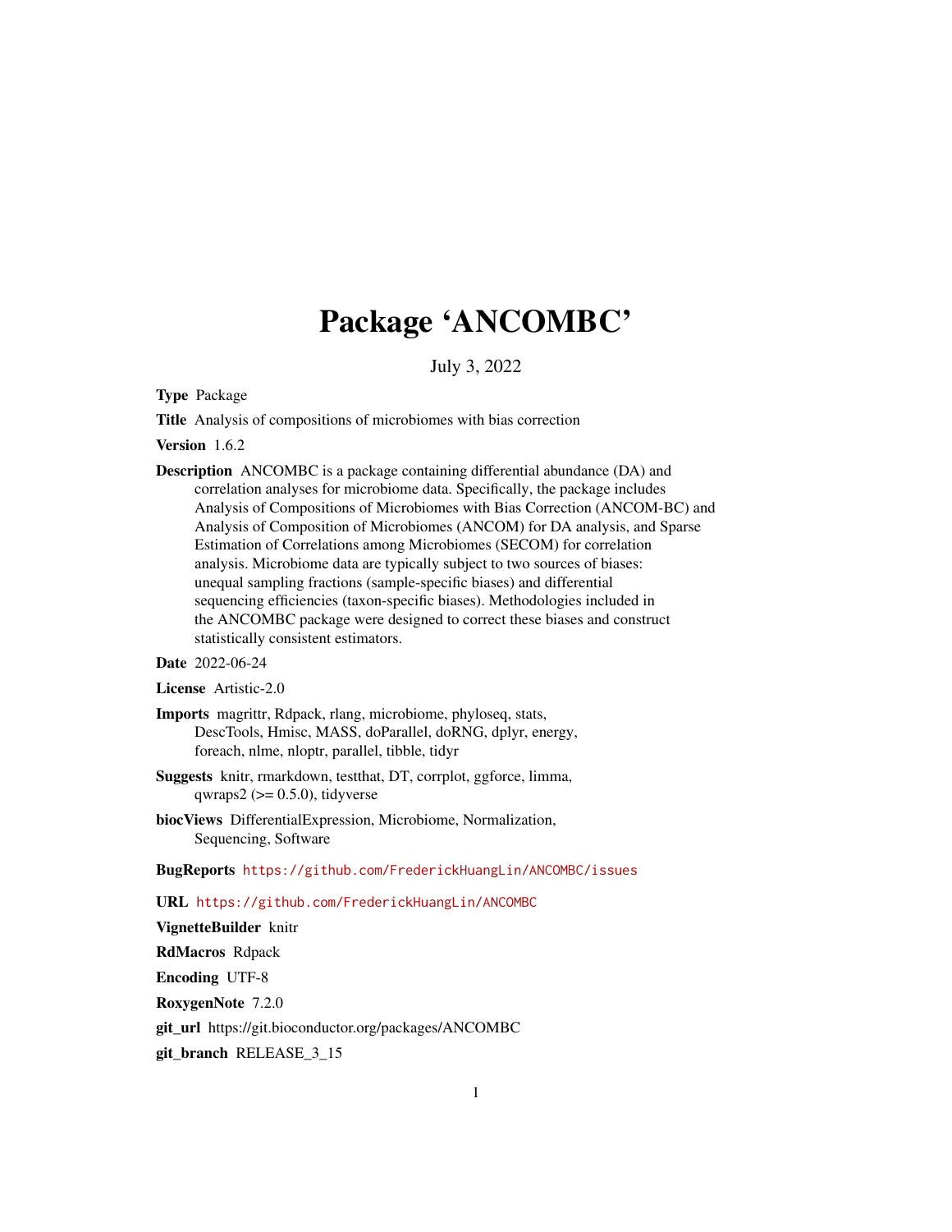# Package 'ANCOMBC'

July 3, 2022

**Type** Package

**Title** Analysis of compositions of microbiomes with bias correction

**Version** 1.6.2

**Description** ANCOMBC is a package containing differential abundance (DA) and correlation analyses for microbiome data. Specifically, the package includes Analysis of Compositions of Microbiomes with Bias Correction (ANCOM-BC) and Analysis of Composition of Microbiomes (ANCOM) for DA analysis, and Sparse Estimation of Correlations among Microbiomes (SECOM) for correlation analysis. Microbiome data are typically subject to two sources of biases: unequal sampling fractions (sample-specific biases) and differential sequencing efficiencies (taxon-specific biases). Methodologies included in the ANCOMBC package were designed to correct these biases and construct statistically consistent estimators.

**Date** 2022-06-24

**License** Artistic-2.0

**Imports** magrittr, Rdpack, rlang, microbiome, phyloseq, stats, DescTools, Hmisc, MASS, doParallel, doRNG, dplyr, energy, foreach, nlme, nloptr, parallel, tibble, tidyr

**Suggests** knitr, rmarkdown, testthat, DT, corrplot, ggforce, limma, qwraps2 (>= 0.5.0), tidyverse

**biocViews** DifferentialExpression, Microbiome, Normalization, Sequencing, Software

**BugReports** https://github.com/FrederickHuangLin/ANCOMBC/issues

**URL** https://github.com/FrederickHuangLin/ANCOMBC

**VignetteBuilder** knitr

**RdMacros** Rdpack

**Encoding** UTF-8

**RoxygenNote** 7.2.0

**git_url** https://git.bioconductor.org/packages/ANCOMBC

**git_branch** RELEASE_3_15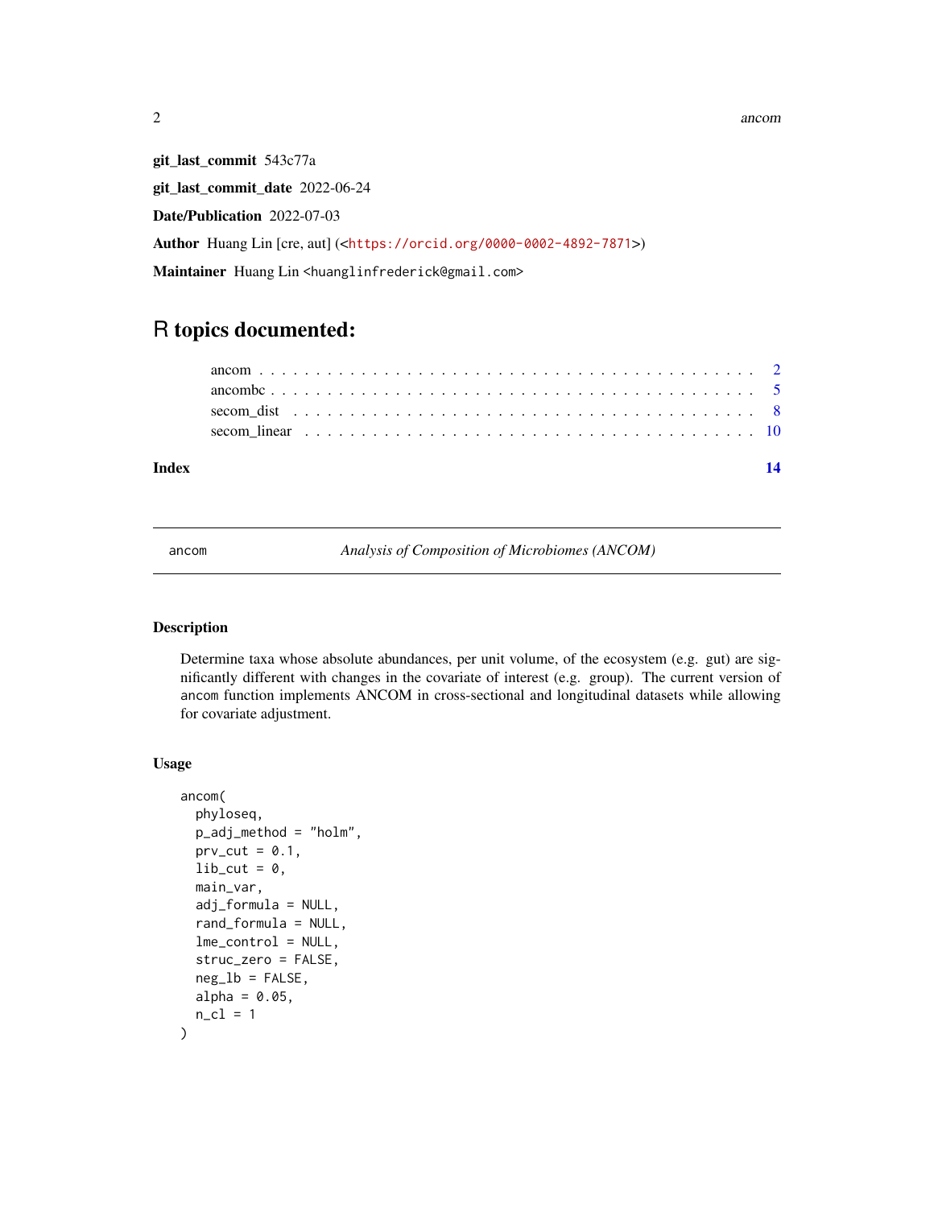**git_last_commit** 543c77a

**git_last_commit_date** 2022-06-24

**Date/Publication** 2022-07-03

**Author** Huang Lin [cre, aut] (<https://orcid.org/0000-0002-4892-7871>)

**Maintainer** Huang Lin <huanglinfrederick@gmail.com>

# R topics documented:

- ancom . . . . . . . . . . . . . . . . . . . . . . . . . . . . . . . . . . . . . . . . . 2
- ancombc . . . . . . . . . . . . . . . . . . . . . . . . . . . . . . . . . . . . . . . 5
- secom_dist . . . . . . . . . . . . . . . . . . . . . . . . . . . . . . . . . . . . . 8
- secom_linear . . . . . . . . . . . . . . . . . . . . . . . . . . . . . . . . . . . 10

**Index** 14

---

ancom — *Analysis of Composition of Microbiomes (ANCOM)*

---

## Description

Determine taxa whose absolute abundances, per unit volume, of the ecosystem (e.g. gut) are significantly different with changes in the covariate of interest (e.g. group). The current version of ancom function implements ANCOM in cross-sectional and longitudinal datasets while allowing for covariate adjustment.

## Usage

```
ancom(
  phyloseq,
  p_adj_method = "holm",
  prv_cut = 0.1,
  lib_cut = 0,
  main_var,
  adj_formula = NULL,
  rand_formula = NULL,
  lme_control = NULL,
  struc_zero = FALSE,
  neg_lb = FALSE,
  alpha = 0.05,
  n_cl = 1
)
```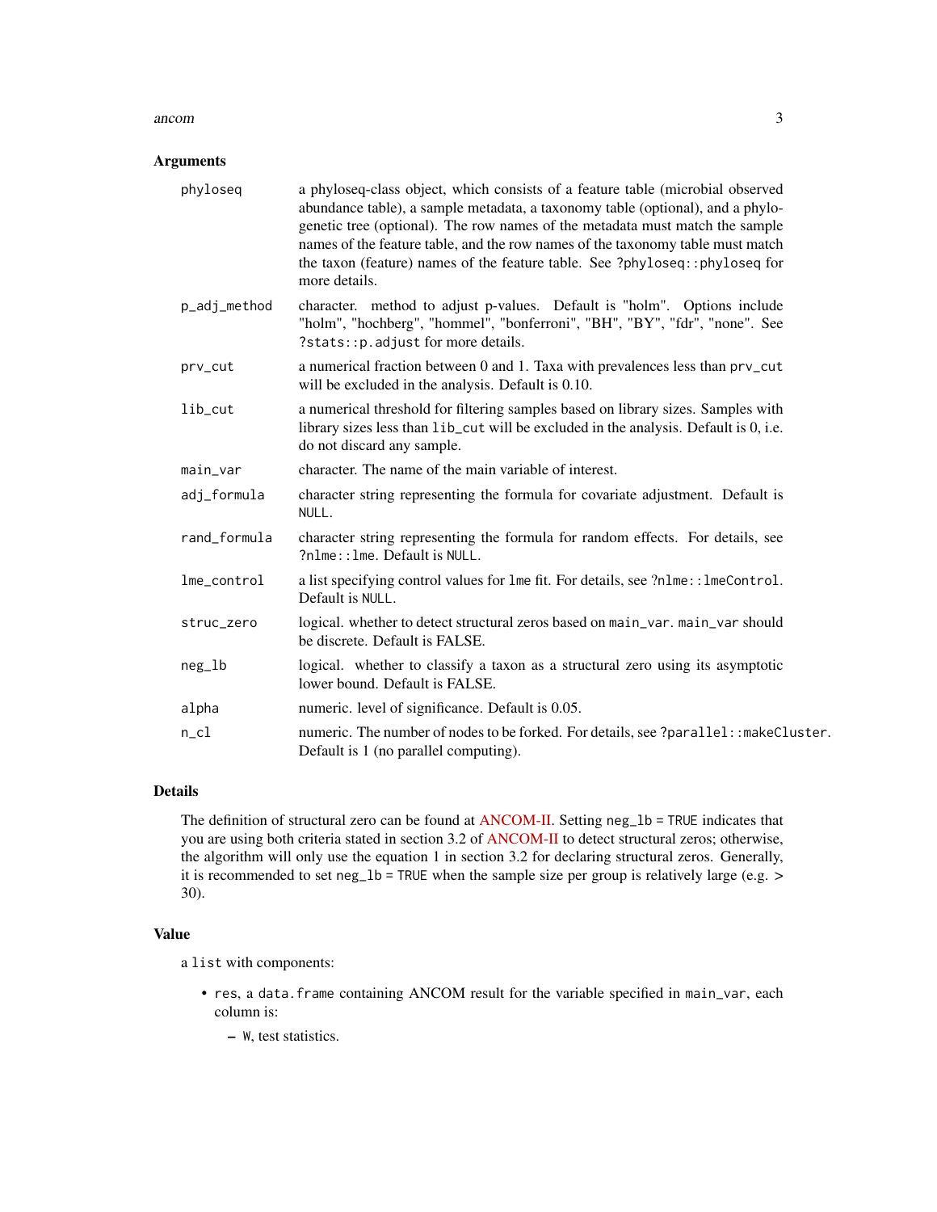## Arguments

| | |
|---|---|
| `phyloseq` | a phyloseq-class object, which consists of a feature table (microbial observed abundance table), a sample metadata, a taxonomy table (optional), and a phylogenetic tree (optional). The row names of the metadata must match the sample names of the feature table, and the row names of the taxonomy table must match the taxon (feature) names of the feature table. See `?phyloseq::phyloseq` for more details. |
| `p_adj_method` | character. method to adjust p-values. Default is "holm". Options include "holm", "hochberg", "hommel", "bonferroni", "BH", "BY", "fdr", "none". See `?stats::p.adjust` for more details. |
| `prv_cut` | a numerical fraction between 0 and 1. Taxa with prevalences less than `prv_cut` will be excluded in the analysis. Default is 0.10. |
| `lib_cut` | a numerical threshold for filtering samples based on library sizes. Samples with library sizes less than `lib_cut` will be excluded in the analysis. Default is 0, i.e. do not discard any sample. |
| `main_var` | character. The name of the main variable of interest. |
| `adj_formula` | character string representing the formula for covariate adjustment. Default is `NULL`. |
| `rand_formula` | character string representing the formula for random effects. For details, see `?nlme::lme`. Default is `NULL`. |
| `lme_control` | a list specifying control values for `lme` fit. For details, see `?nlme::lmeControl`. Default is `NULL`. |
| `struc_zero` | logical. whether to detect structural zeros based on `main_var`. `main_var` should be discrete. Default is FALSE. |
| `neg_lb` | logical. whether to classify a taxon as a structural zero using its asymptotic lower bound. Default is FALSE. |
| `alpha` | numeric. level of significance. Default is 0.05. |
| `n_cl` | numeric. The number of nodes to be forked. For details, see `?parallel::makeCluster`. Default is 1 (no parallel computing). |

## Details

The definition of structural zero can be found at ANCOM-II. Setting `neg_lb = TRUE` indicates that you are using both criteria stated in section 3.2 of ANCOM-II to detect structural zeros; otherwise, the algorithm will only use the equation 1 in section 3.2 for declaring structural zeros. Generally, it is recommended to set `neg_lb = TRUE` when the sample size per group is relatively large (e.g. > 30).

## Value

a `list` with components:

- `res`, a `data.frame` containing ANCOM result for the variable specified in `main_var`, each column is:
  - `W`, test statistics.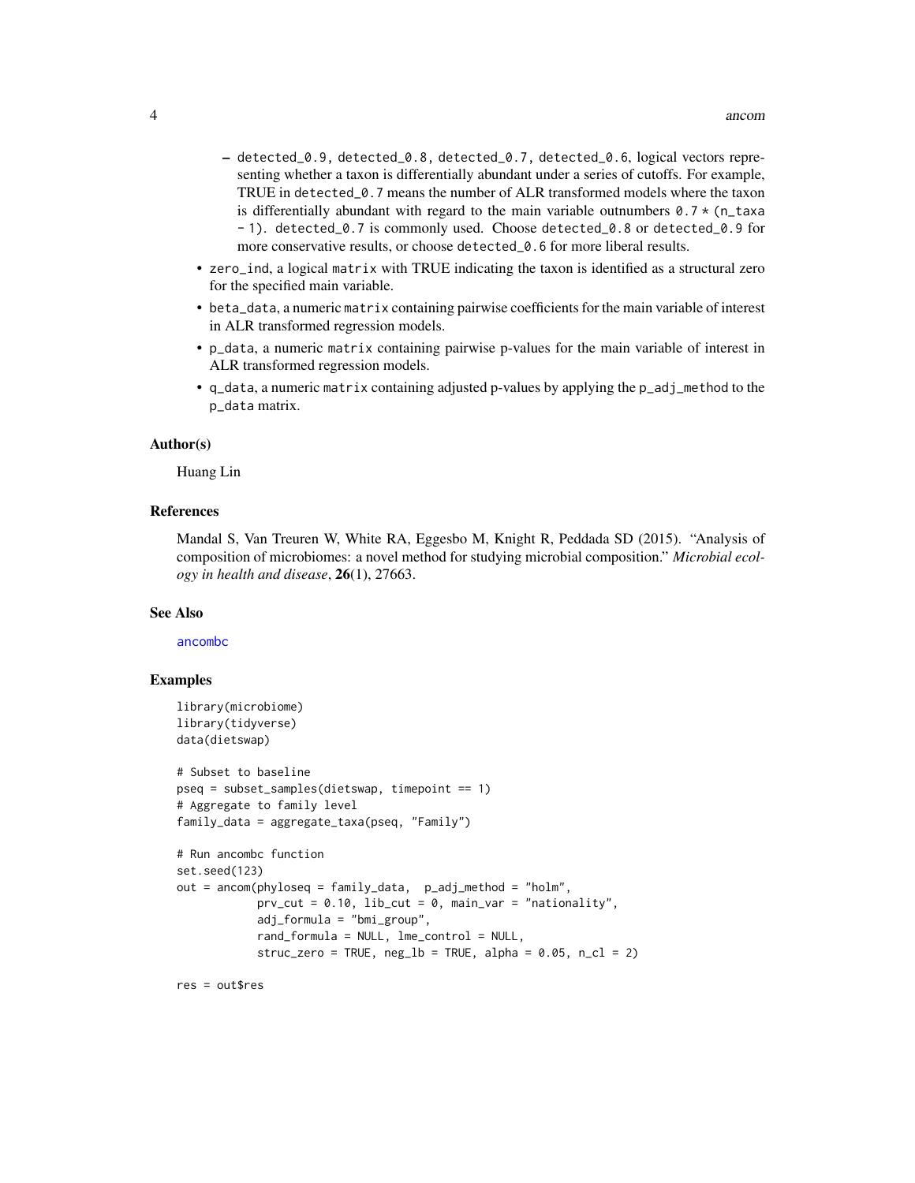- detected_0.9, detected_0.8, detected_0.7, detected_0.6, logical vectors representing whether a taxon is differentially abundant under a series of cutoffs. For example, TRUE in detected_0.7 means the number of ALR transformed models where the taxon is differentially abundant with regard to the main variable outnumbers 0.7 * (n_taxa - 1). detected_0.7 is commonly used. Choose detected_0.8 or detected_0.9 for more conservative results, or choose detected_0.6 for more liberal results.

- zero_ind, a logical matrix with TRUE indicating the taxon is identified as a structural zero for the specified main variable.
- beta_data, a numeric matrix containing pairwise coefficients for the main variable of interest in ALR transformed regression models.
- p_data, a numeric matrix containing pairwise p-values for the main variable of interest in ALR transformed regression models.
- q_data, a numeric matrix containing adjusted p-values by applying the p_adj_method to the p_data matrix.

### Author(s)

Huang Lin

### References

Mandal S, Van Treuren W, White RA, Eggesbo M, Knight R, Peddada SD (2015). "Analysis of composition of microbiomes: a novel method for studying microbial composition." *Microbial ecology in health and disease*, **26**(1), 27663.

### See Also

ancombc

### Examples

```
library(microbiome)
library(tidyverse)
data(dietswap)

# Subset to baseline
pseq = subset_samples(dietswap, timepoint == 1)
# Aggregate to family level
family_data = aggregate_taxa(pseq, "Family")

# Run ancombc function
set.seed(123)
out = ancom(phyloseq = family_data,  p_adj_method = "holm",
            prv_cut = 0.10, lib_cut = 0, main_var = "nationality",
            adj_formula = "bmi_group",
            rand_formula = NULL, lme_control = NULL,
            struc_zero = TRUE, neg_lb = TRUE, alpha = 0.05, n_cl = 2)

res = out$res
```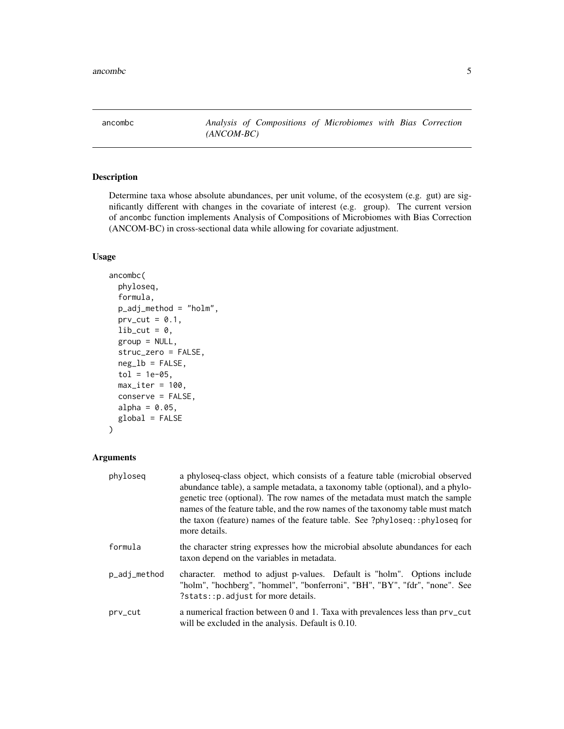## ancombc — *Analysis of Compositions of Microbiomes with Bias Correction (ANCOM-BC)*

### Description

Determine taxa whose absolute abundances, per unit volume, of the ecosystem (e.g. gut) are significantly different with changes in the covariate of interest (e.g. group). The current version of ancombc function implements Analysis of Compositions of Microbiomes with Bias Correction (ANCOM-BC) in cross-sectional data while allowing for covariate adjustment.

### Usage

```
ancombc(
  phyloseq,
  formula,
  p_adj_method = "holm",
  prv_cut = 0.1,
  lib_cut = 0,
  group = NULL,
  struc_zero = FALSE,
  neg_lb = FALSE,
  tol = 1e-05,
  max_iter = 100,
  conserve = FALSE,
  alpha = 0.05,
  global = FALSE
)
```

### Arguments

| | |
|---|---|
| phyloseq | a phyloseq-class object, which consists of a feature table (microbial observed abundance table), a sample metadata, a taxonomy table (optional), and a phylogenetic tree (optional). The row names of the metadata must match the sample names of the feature table, and the row names of the taxonomy table must match the taxon (feature) names of the feature table. See ?phyloseq::phyloseq for more details. |
| formula | the character string expresses how the microbial absolute abundances for each taxon depend on the variables in metadata. |
| p_adj_method | character. method to adjust p-values. Default is "holm". Options include "holm", "hochberg", "hommel", "bonferroni", "BH", "BY", "fdr", "none". See ?stats::p.adjust for more details. |
| prv_cut | a numerical fraction between 0 and 1. Taxa with prevalences less than prv_cut will be excluded in the analysis. Default is 0.10. |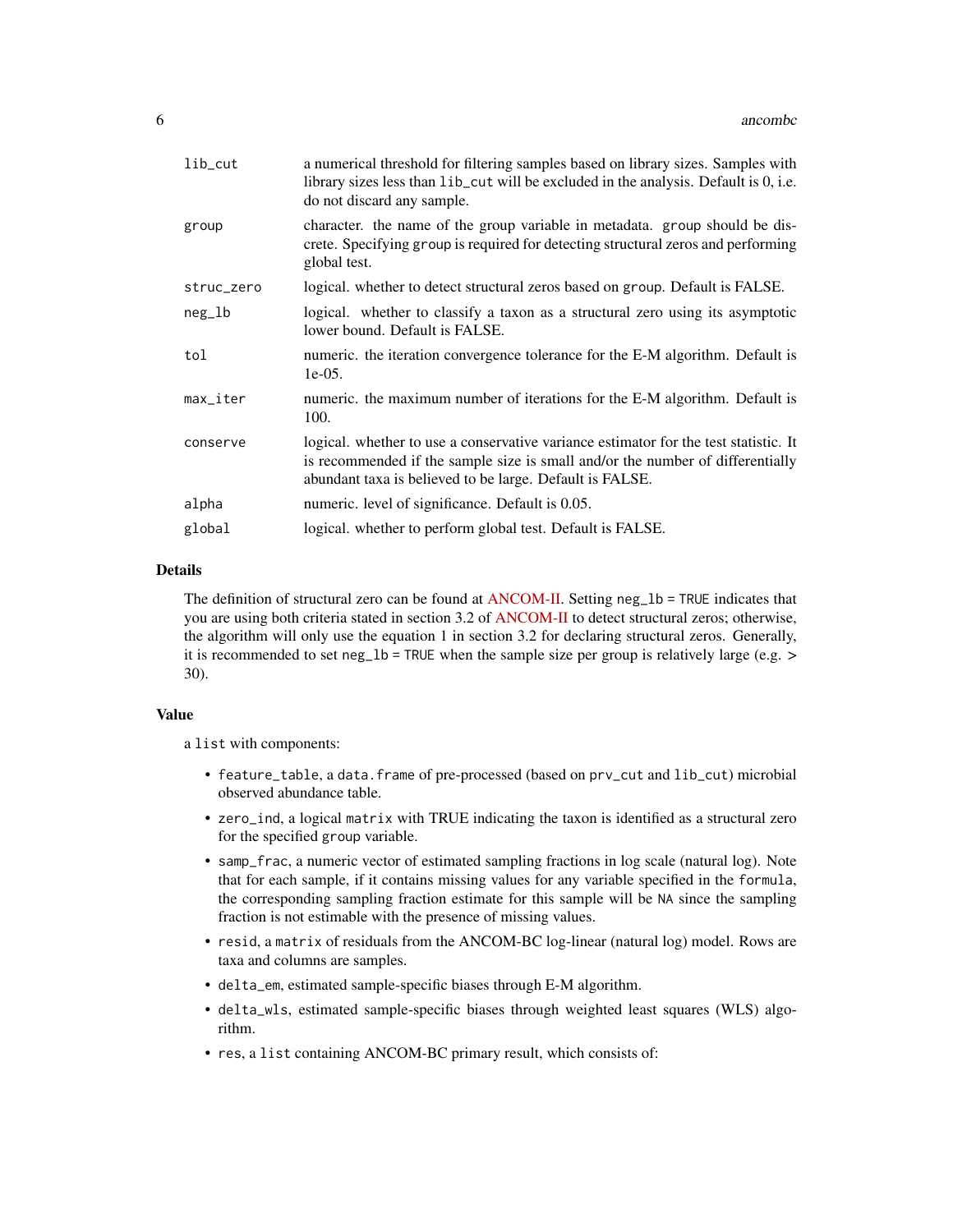| | |
|---|---|
| `lib_cut` | a numerical threshold for filtering samples based on library sizes. Samples with library sizes less than `lib_cut` will be excluded in the analysis. Default is 0, i.e. do not discard any sample. |
| `group` | character. the name of the group variable in metadata. `group` should be discrete. Specifying `group` is required for detecting structural zeros and performing global test. |
| `struc_zero` | logical. whether to detect structural zeros based on `group`. Default is FALSE. |
| `neg_lb` | logical. whether to classify a taxon as a structural zero using its asymptotic lower bound. Default is FALSE. |
| `tol` | numeric. the iteration convergence tolerance for the E-M algorithm. Default is 1e-05. |
| `max_iter` | numeric. the maximum number of iterations for the E-M algorithm. Default is 100. |
| `conserve` | logical. whether to use a conservative variance estimator for the test statistic. It is recommended if the sample size is small and/or the number of differentially abundant taxa is believed to be large. Default is FALSE. |
| `alpha` | numeric. level of significance. Default is 0.05. |
| `global` | logical. whether to perform global test. Default is FALSE. |

## Details

The definition of structural zero can be found at ANCOM-II. Setting `neg_lb = TRUE` indicates that you are using both criteria stated in section 3.2 of ANCOM-II to detect structural zeros; otherwise, the algorithm will only use the equation 1 in section 3.2 for declaring structural zeros. Generally, it is recommended to set `neg_lb = TRUE` when the sample size per group is relatively large (e.g. > 30).

## Value

a `list` with components:

- `feature_table`, a `data.frame` of pre-processed (based on `prv_cut` and `lib_cut`) microbial observed abundance table.
- `zero_ind`, a logical `matrix` with TRUE indicating the taxon is identified as a structural zero for the specified `group` variable.
- `samp_frac`, a numeric vector of estimated sampling fractions in log scale (natural log). Note that for each sample, if it contains missing values for any variable specified in the `formula`, the corresponding sampling fraction estimate for this sample will be `NA` since the sampling fraction is not estimable with the presence of missing values.
- `resid`, a `matrix` of residuals from the ANCOM-BC log-linear (natural log) model. Rows are taxa and columns are samples.
- `delta_em`, estimated sample-specific biases through E-M algorithm.
- `delta_wls`, estimated sample-specific biases through weighted least squares (WLS) algorithm.
- `res`, a `list` containing ANCOM-BC primary result, which consists of: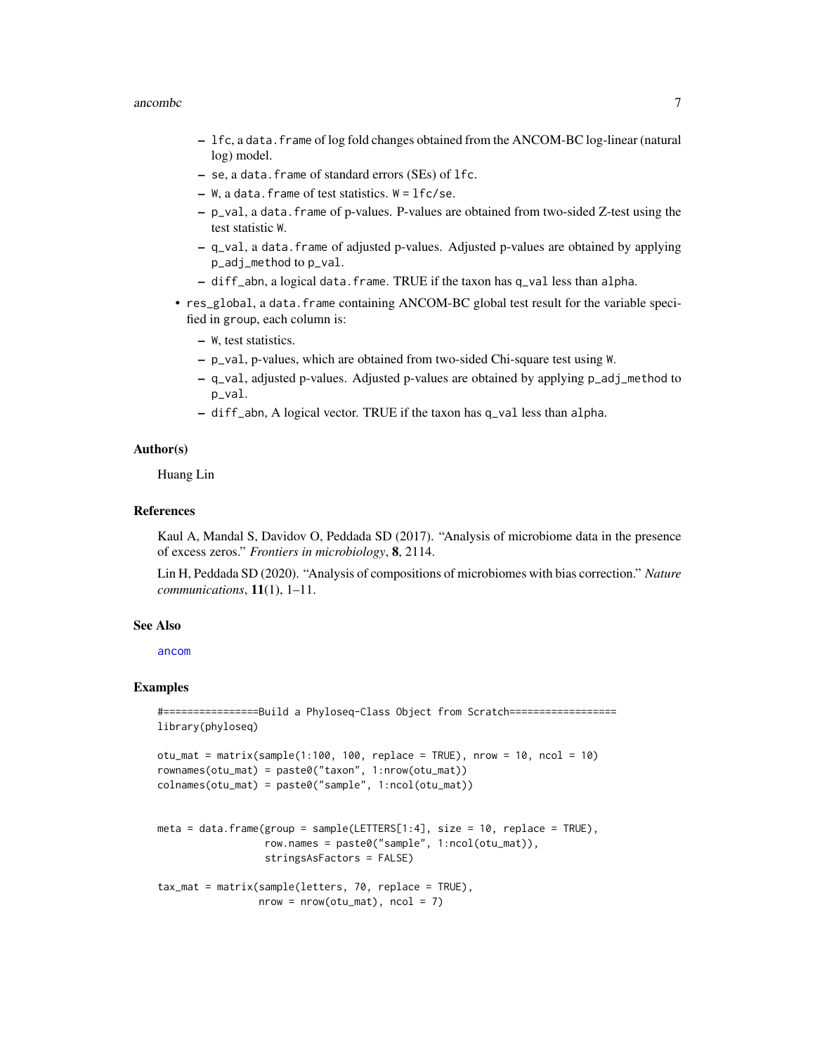- `lfc`, a `data.frame` of log fold changes obtained from the ANCOM-BC log-linear (natural log) model.
  - `se`, a `data.frame` of standard errors (SEs) of `lfc`.
  - `W`, a `data.frame` of test statistics. `W = lfc/se`.
  - `p_val`, a `data.frame` of p-values. P-values are obtained from two-sided Z-test using the test statistic `W`.
  - `q_val`, a `data.frame` of adjusted p-values. Adjusted p-values are obtained by applying `p_adj_method` to `p_val`.
  - `diff_abn`, a logical `data.frame`. TRUE if the taxon has `q_val` less than `alpha`.
- `res_global`, a `data.frame` containing ANCOM-BC global test result for the variable specified in `group`, each column is:
  - `W`, test statistics.
  - `p_val`, p-values, which are obtained from two-sided Chi-square test using `W`.
  - `q_val`, adjusted p-values. Adjusted p-values are obtained by applying `p_adj_method` to `p_val`.
  - `diff_abn`, A logical vector. TRUE if the taxon has `q_val` less than `alpha`.

## Author(s)

Huang Lin

## References

Kaul A, Mandal S, Davidov O, Peddada SD (2017). "Analysis of microbiome data in the presence of excess zeros." *Frontiers in microbiology*, **8**, 2114.

Lin H, Peddada SD (2020). "Analysis of compositions of microbiomes with bias correction." *Nature communications*, **11**(1), 1–11.

## See Also

ancom

## Examples

```
#================Build a Phyloseq-Class Object from Scratch==================
library(phyloseq)

otu_mat = matrix(sample(1:100, 100, replace = TRUE), nrow = 10, ncol = 10)
rownames(otu_mat) = paste0("taxon", 1:nrow(otu_mat))
colnames(otu_mat) = paste0("sample", 1:ncol(otu_mat))


meta = data.frame(group = sample(LETTERS[1:4], size = 10, replace = TRUE),
                  row.names = paste0("sample", 1:ncol(otu_mat)),
                  stringsAsFactors = FALSE)

tax_mat = matrix(sample(letters, 70, replace = TRUE),
                 nrow = nrow(otu_mat), ncol = 7)
```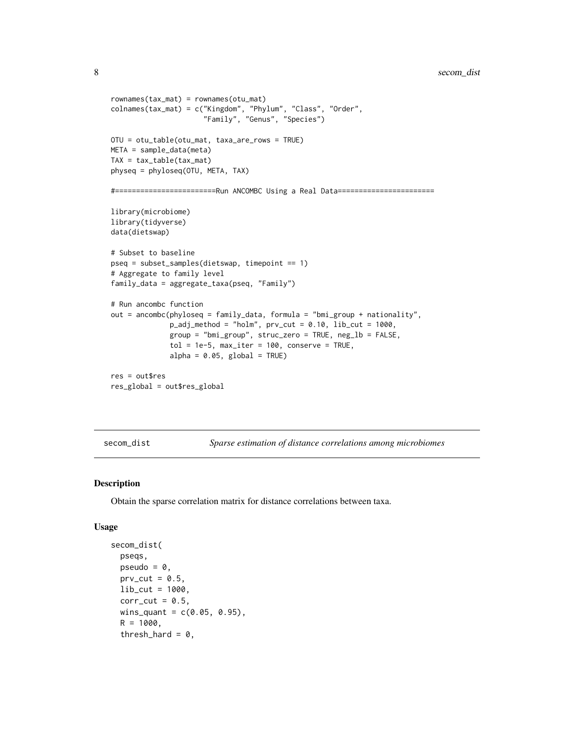```
rownames(tax_mat) = rownames(otu_mat)
colnames(tax_mat) = c("Kingdom", "Phylum", "Class", "Order",
                      "Family", "Genus", "Species")

OTU = otu_table(otu_mat, taxa_are_rows = TRUE)
META = sample_data(meta)
TAX = tax_table(tax_mat)
physeq = phyloseq(OTU, META, TAX)

#========================Run ANCOMBC Using a Real Data=======================

library(microbiome)
library(tidyverse)
data(dietswap)

# Subset to baseline
pseq = subset_samples(dietswap, timepoint == 1)
# Aggregate to family level
family_data = aggregate_taxa(pseq, "Family")

# Run ancombc function
out = ancombc(phyloseq = family_data, formula = "bmi_group + nationality",
              p_adj_method = "holm", prv_cut = 0.10, lib_cut = 1000,
              group = "bmi_group", struc_zero = TRUE, neg_lb = FALSE,
              tol = 1e-5, max_iter = 100, conserve = TRUE,
              alpha = 0.05, global = TRUE)

res = out$res
res_global = out$res_global
```

---

## secom_dist — *Sparse estimation of distance correlations among microbiomes*

### Description

Obtain the sparse correlation matrix for distance correlations between taxa.

### Usage

```
secom_dist(
  pseqs,
  pseudo = 0,
  prv_cut = 0.5,
  lib_cut = 1000,
  corr_cut = 0.5,
  wins_quant = c(0.05, 0.95),
  R = 1000,
  thresh_hard = 0,
```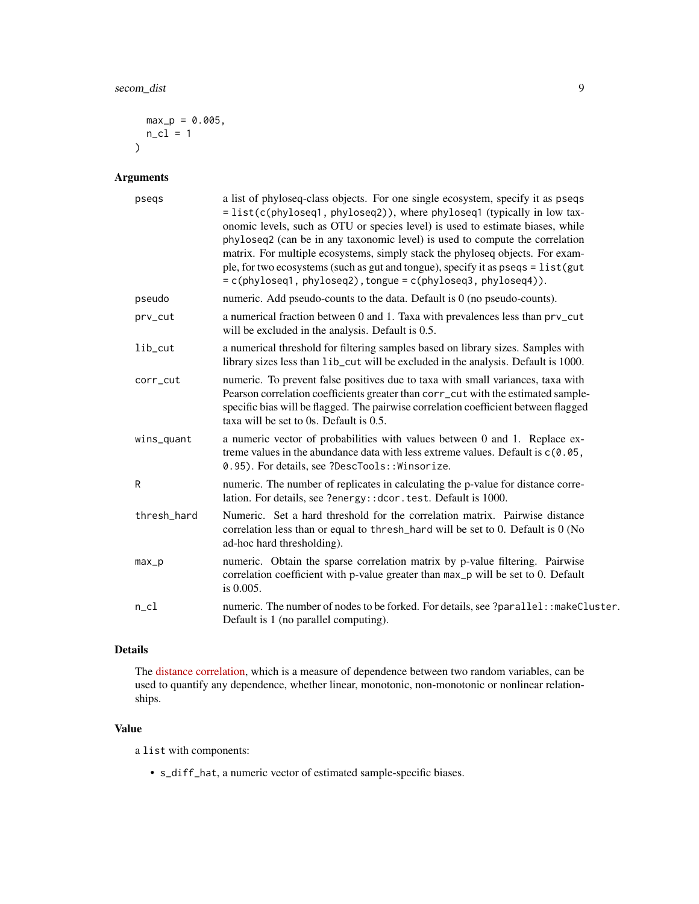```
  max_p = 0.005,
  n_cl = 1
)
```

## Arguments

| | |
|---|---|
| pseqs | a list of phyloseq-class objects. For one single ecosystem, specify it as `pseqs = list(c(phyloseq1, phyloseq2))`, where `phyloseq1` (typically in low taxonomic levels, such as OTU or species level) is used to estimate biases, while `phyloseq2` (can be in any taxonomic level) is used to compute the correlation matrix. For multiple ecosystems, simply stack the phyloseq objects. For example, for two ecosystems (such as gut and tongue), specify it as `pseqs = list(gut = c(phyloseq1, phyloseq2),tongue = c(phyloseq3, phyloseq4))`. |
| pseudo | numeric. Add pseudo-counts to the data. Default is 0 (no pseudo-counts). |
| prv_cut | a numerical fraction between 0 and 1. Taxa with prevalences less than `prv_cut` will be excluded in the analysis. Default is 0.5. |
| lib_cut | a numerical threshold for filtering samples based on library sizes. Samples with library sizes less than `lib_cut` will be excluded in the analysis. Default is 1000. |
| corr_cut | numeric. To prevent false positives due to taxa with small variances, taxa with Pearson correlation coefficients greater than `corr_cut` with the estimated sample-specific bias will be flagged. The pairwise correlation coefficient between flagged taxa will be set to 0s. Default is 0.5. |
| wins_quant | a numeric vector of probabilities with values between 0 and 1. Replace extreme values in the abundance data with less extreme values. Default is `c(0.05, 0.95)`. For details, see `?DescTools::Winsorize`. |
| R | numeric. The number of replicates in calculating the p-value for distance correlation. For details, see `?energy::dcor.test`. Default is 1000. |
| thresh_hard | Numeric. Set a hard threshold for the correlation matrix. Pairwise distance correlation less than or equal to `thresh_hard` will be set to 0. Default is 0 (No ad-hoc hard thresholding). |
| max_p | numeric. Obtain the sparse correlation matrix by p-value filtering. Pairwise correlation coefficient with p-value greater than `max_p` will be set to 0. Default is 0.005. |
| n_cl | numeric. The number of nodes to be forked. For details, see `?parallel::makeCluster`. Default is 1 (no parallel computing). |

## Details

The distance correlation, which is a measure of dependence between two random variables, can be used to quantify any dependence, whether linear, monotonic, non-monotonic or nonlinear relationships.

## Value

a `list` with components:

- `s_diff_hat`, a numeric vector of estimated sample-specific biases.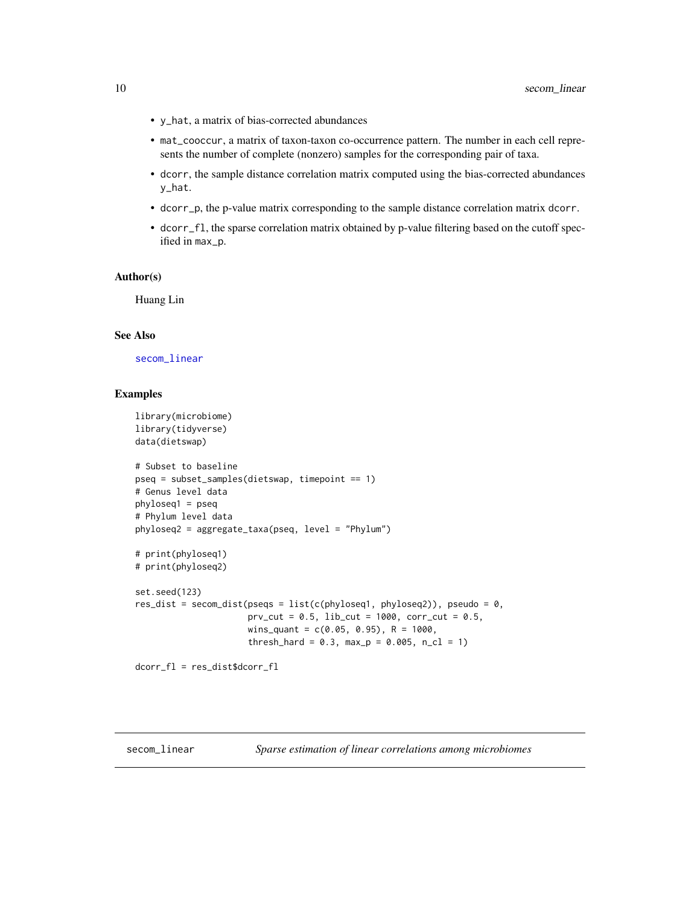- `y_hat`, a matrix of bias-corrected abundances
- `mat_cooccur`, a matrix of taxon-taxon co-occurrence pattern. The number in each cell represents the number of complete (nonzero) samples for the corresponding pair of taxa.
- `dcorr`, the sample distance correlation matrix computed using the bias-corrected abundances `y_hat`.
- `dcorr_p`, the p-value matrix corresponding to the sample distance correlation matrix `dcorr`.
- `dcorr_fl`, the sparse correlation matrix obtained by p-value filtering based on the cutoff specified in `max_p`.

### Author(s)

Huang Lin

### See Also

`secom_linear`

### Examples

```
library(microbiome)
library(tidyverse)
data(dietswap)

# Subset to baseline
pseq = subset_samples(dietswap, timepoint == 1)
# Genus level data
phyloseq1 = pseq
# Phylum level data
phyloseq2 = aggregate_taxa(pseq, level = "Phylum")

# print(phyloseq1)
# print(phyloseq2)

set.seed(123)
res_dist = secom_dist(pseqs = list(c(phyloseq1, phyloseq2)), pseudo = 0,
                      prv_cut = 0.5, lib_cut = 1000, corr_cut = 0.5,
                      wins_quant = c(0.05, 0.95), R = 1000,
                      thresh_hard = 0.3, max_p = 0.005, n_cl = 1)

dcorr_fl = res_dist$dcorr_fl
```

---

## secom_linear — *Sparse estimation of linear correlations among microbiomes*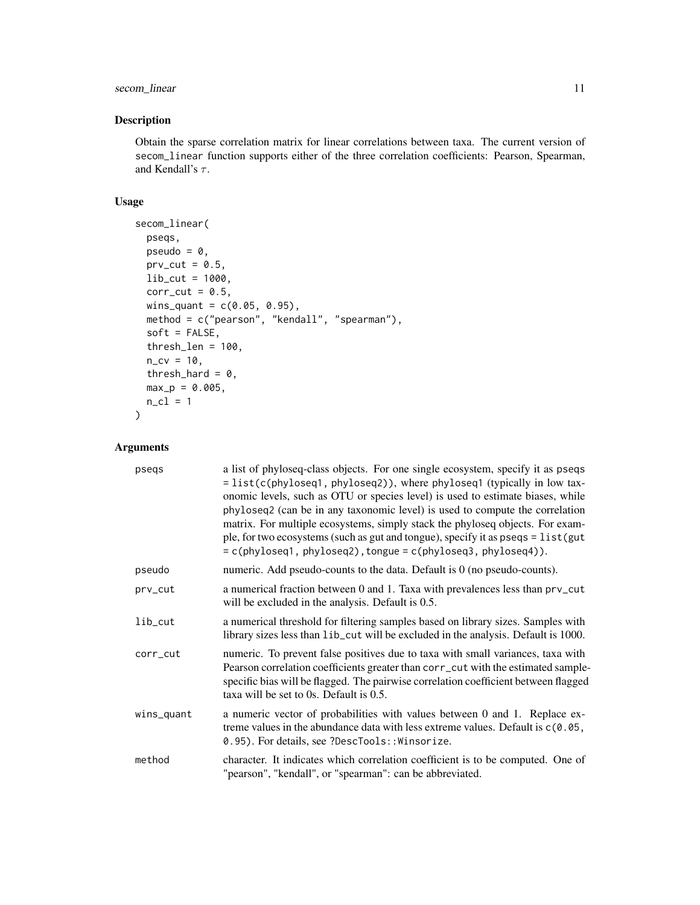## Description

Obtain the sparse correlation matrix for linear correlations between taxa. The current version of secom_linear function supports either of the three correlation coefficients: Pearson, Spearman, and Kendall's $\tau$.

## Usage

```
secom_linear(
  pseqs,
  pseudo = 0,
  prv_cut = 0.5,
  lib_cut = 1000,
  corr_cut = 0.5,
  wins_quant = c(0.05, 0.95),
  method = c("pearson", "kendall", "spearman"),
  soft = FALSE,
  thresh_len = 100,
  n_cv = 10,
  thresh_hard = 0,
  max_p = 0.005,
  n_cl = 1
)
```

## Arguments

| | |
|---|---|
| pseqs | a list of phyloseq-class objects. For one single ecosystem, specify it as pseqs = list(c(phyloseq1, phyloseq2)), where phyloseq1 (typically in low taxonomic levels, such as OTU or species level) is used to estimate biases, while phyloseq2 (can be in any taxonomic level) is used to compute the correlation matrix. For multiple ecosystems, simply stack the phyloseq objects. For example, for two ecosystems (such as gut and tongue), specify it as pseqs = list(gut = c(phyloseq1, phyloseq2), tongue = c(phyloseq3, phyloseq4)). |
| pseudo | numeric. Add pseudo-counts to the data. Default is 0 (no pseudo-counts). |
| prv_cut | a numerical fraction between 0 and 1. Taxa with prevalences less than prv_cut will be excluded in the analysis. Default is 0.5. |
| lib_cut | a numerical threshold for filtering samples based on library sizes. Samples with library sizes less than lib_cut will be excluded in the analysis. Default is 1000. |
| corr_cut | numeric. To prevent false positives due to taxa with small variances, taxa with Pearson correlation coefficients greater than corr_cut with the estimated sample-specific bias will be flagged. The pairwise correlation coefficient between flagged taxa will be set to 0s. Default is 0.5. |
| wins_quant | a numeric vector of probabilities with values between 0 and 1. Replace extreme values in the abundance data with less extreme values. Default is c(0.05, 0.95). For details, see ?DescTools::Winsorize. |
| method | character. It indicates which correlation coefficient is to be computed. One of "pearson", "kendall", or "spearman": can be abbreviated. |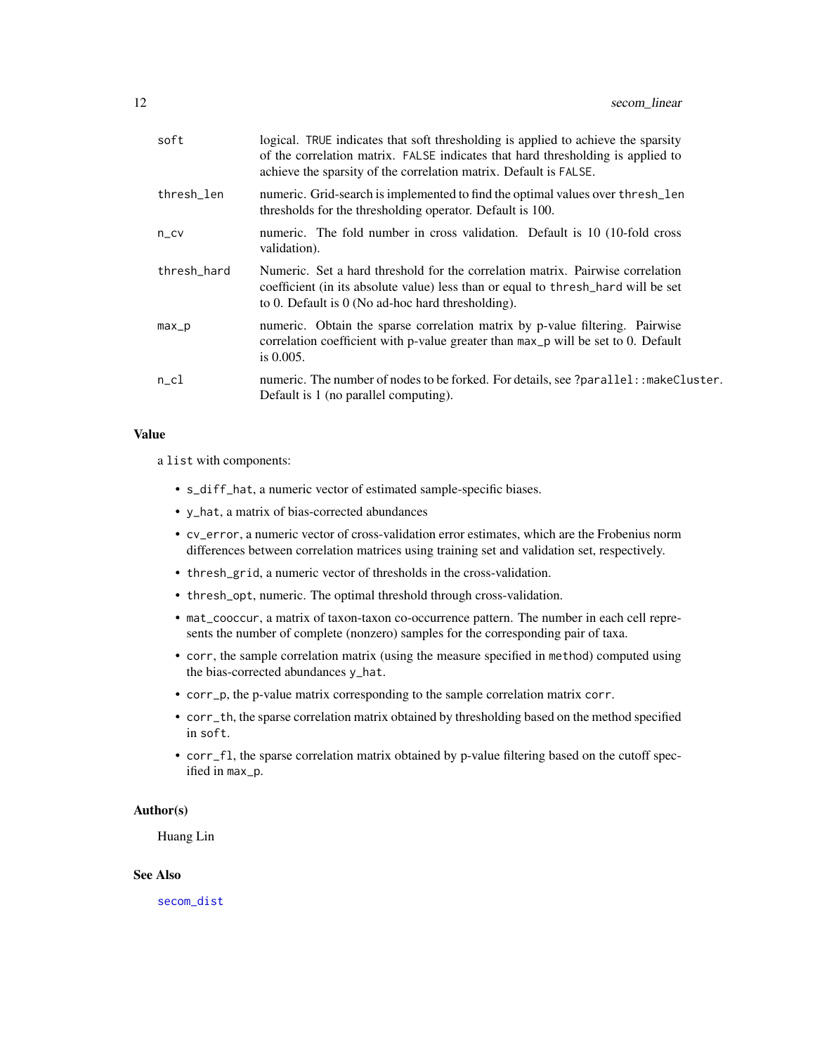| | |
|---|---|
| soft | logical. TRUE indicates that soft thresholding is applied to achieve the sparsity of the correlation matrix. FALSE indicates that hard thresholding is applied to achieve the sparsity of the correlation matrix. Default is FALSE. |
| thresh_len | numeric. Grid-search is implemented to find the optimal values over thresh_len thresholds for the thresholding operator. Default is 100. |
| n_cv | numeric. The fold number in cross validation. Default is 10 (10-fold cross validation). |
| thresh_hard | Numeric. Set a hard threshold for the correlation matrix. Pairwise correlation coefficient (in its absolute value) less than or equal to thresh_hard will be set to 0. Default is 0 (No ad-hoc hard thresholding). |
| max_p | numeric. Obtain the sparse correlation matrix by p-value filtering. Pairwise correlation coefficient with p-value greater than max_p will be set to 0. Default is 0.005. |
| n_cl | numeric. The number of nodes to be forked. For details, see ?parallel::makeCluster. Default is 1 (no parallel computing). |

## Value

a list with components:

- s_diff_hat, a numeric vector of estimated sample-specific biases.
- y_hat, a matrix of bias-corrected abundances
- cv_error, a numeric vector of cross-validation error estimates, which are the Frobenius norm differences between correlation matrices using training set and validation set, respectively.
- thresh_grid, a numeric vector of thresholds in the cross-validation.
- thresh_opt, numeric. The optimal threshold through cross-validation.
- mat_cooccur, a matrix of taxon-taxon co-occurrence pattern. The number in each cell represents the number of complete (nonzero) samples for the corresponding pair of taxa.
- corr, the sample correlation matrix (using the measure specified in method) computed using the bias-corrected abundances y_hat.
- corr_p, the p-value matrix corresponding to the sample correlation matrix corr.
- corr_th, the sparse correlation matrix obtained by thresholding based on the method specified in soft.
- corr_fl, the sparse correlation matrix obtained by p-value filtering based on the cutoff specified in max_p.

## Author(s)

Huang Lin

## See Also

secom_dist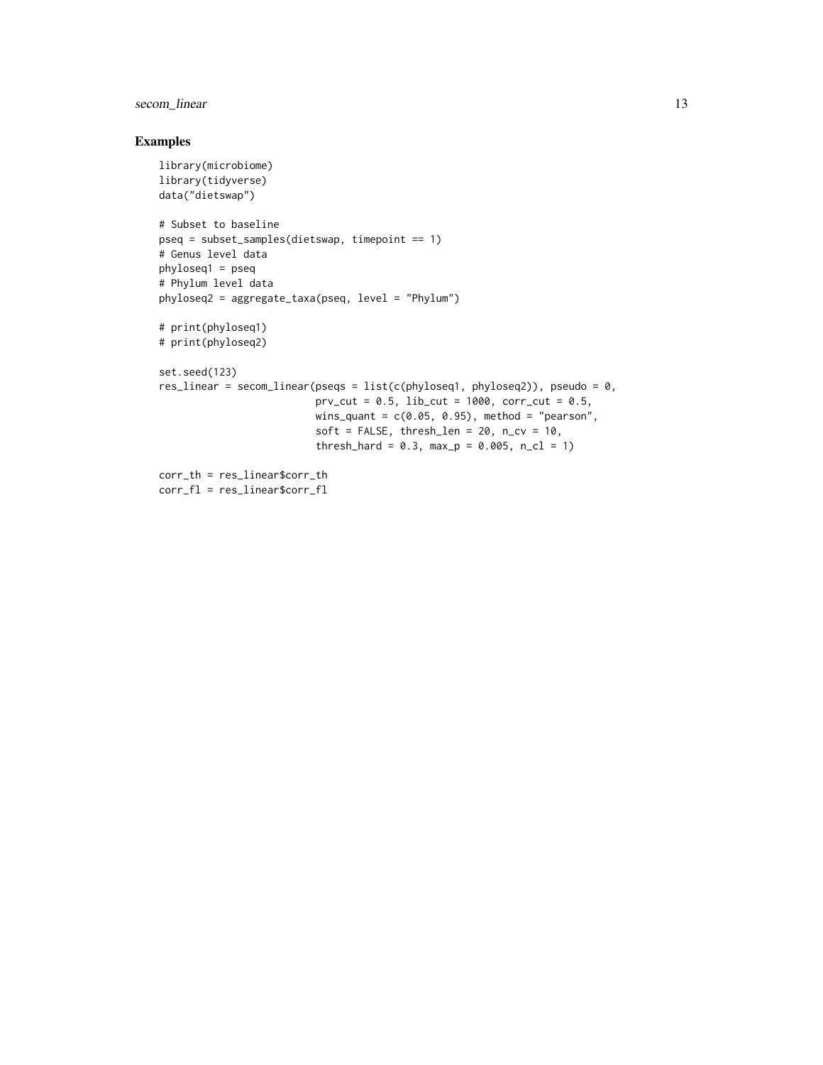## Examples

```
library(microbiome)
library(tidyverse)
data("dietswap")

# Subset to baseline
pseq = subset_samples(dietswap, timepoint == 1)
# Genus level data
phyloseq1 = pseq
# Phylum level data
phyloseq2 = aggregate_taxa(pseq, level = "Phylum")

# print(phyloseq1)
# print(phyloseq2)

set.seed(123)
res_linear = secom_linear(pseqs = list(c(phyloseq1, phyloseq2)), pseudo = 0,
                          prv_cut = 0.5, lib_cut = 1000, corr_cut = 0.5,
                          wins_quant = c(0.05, 0.95), method = "pearson",
                          soft = FALSE, thresh_len = 20, n_cv = 10,
                          thresh_hard = 0.3, max_p = 0.005, n_cl = 1)

corr_th = res_linear$corr_th
corr_fl = res_linear$corr_fl
```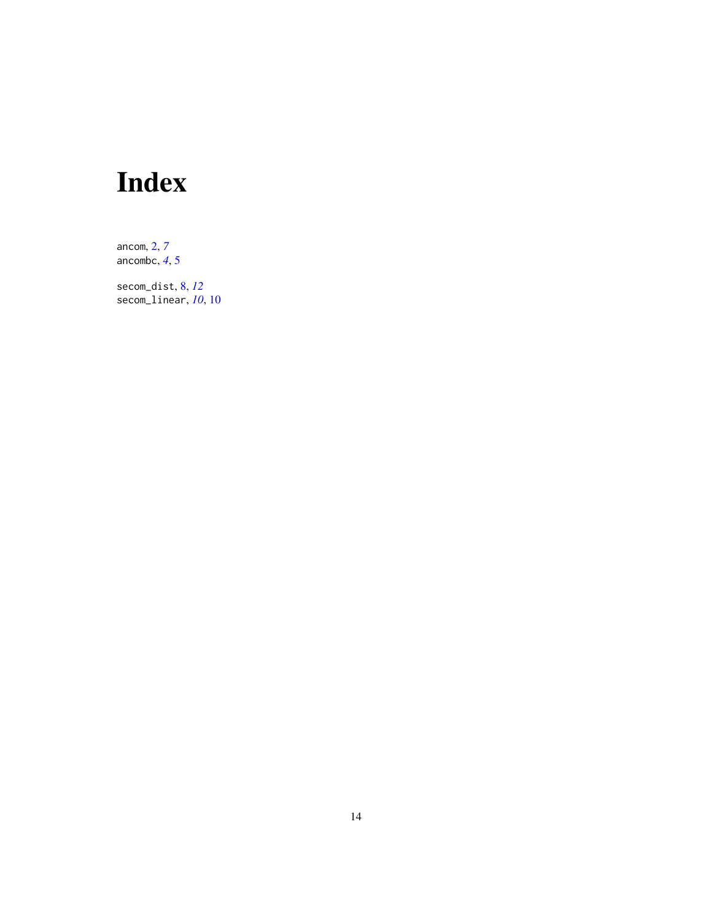# Index

ancom, 2, *7*
ancombc, *4*, 5

secom_dist, 8, *12*
secom_linear, *10*, 10